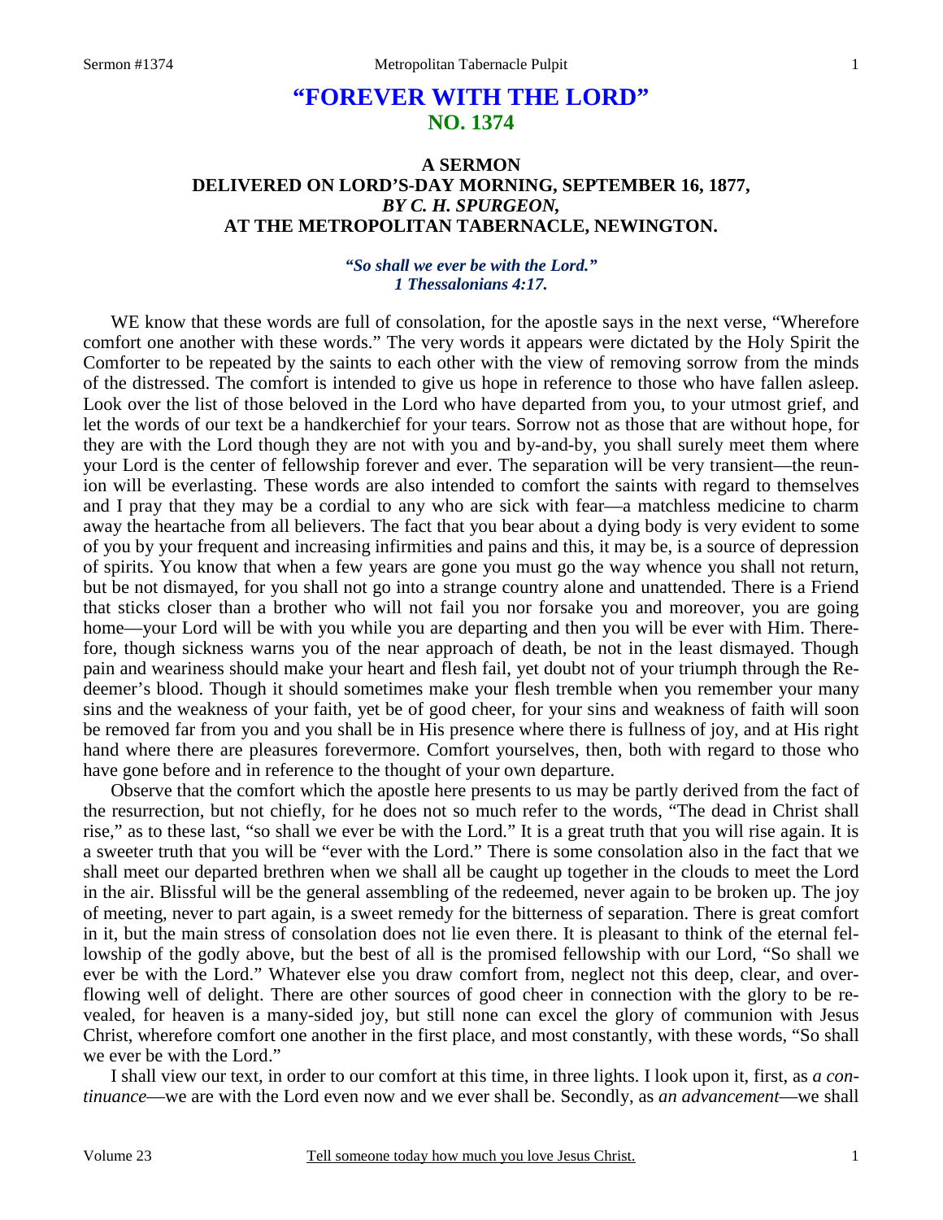# "FOREVER WITH THE LORD"
## NO. 1374

### A SERMON
### DELIVERED ON LORD'S-DAY MORNING, SEPTEMBER 16, 1877,
### *BY C. H. SPURGEON,*
### AT THE METROPOLITAN TABERNACLE, NEWINGTON.

*"So shall we ever be with the Lord."*
*1 Thessalonians 4:17.*

WE know that these words are full of consolation, for the apostle says in the next verse, "Wherefore comfort one another with these words." The very words it appears were dictated by the Holy Spirit the Comforter to be repeated by the saints to each other with the view of removing sorrow from the minds of the distressed. The comfort is intended to give us hope in reference to those who have fallen asleep. Look over the list of those beloved in the Lord who have departed from you, to your utmost grief, and let the words of our text be a handkerchief for your tears. Sorrow not as those that are without hope, for they are with the Lord though they are not with you and by-and-by, you shall surely meet them where your Lord is the center of fellowship forever and ever. The separation will be very transient—the reunion will be everlasting. These words are also intended to comfort the saints with regard to themselves and I pray that they may be a cordial to any who are sick with fear—a matchless medicine to charm away the heartache from all believers. The fact that you bear about a dying body is very evident to some of you by your frequent and increasing infirmities and pains and this, it may be, is a source of depression of spirits. You know that when a few years are gone you must go the way whence you shall not return, but be not dismayed, for you shall not go into a strange country alone and unattended. There is a Friend that sticks closer than a brother who will not fail you nor forsake you and moreover, you are going home—your Lord will be with you while you are departing and then you will be ever with Him. Therefore, though sickness warns you of the near approach of death, be not in the least dismayed. Though pain and weariness should make your heart and flesh fail, yet doubt not of your triumph through the Redeemer's blood. Though it should sometimes make your flesh tremble when you remember your many sins and the weakness of your faith, yet be of good cheer, for your sins and weakness of faith will soon be removed far from you and you shall be in His presence where there is fullness of joy, and at His right hand where there are pleasures forevermore. Comfort yourselves, then, both with regard to those who have gone before and in reference to the thought of your own departure.

Observe that the comfort which the apostle here presents to us may be partly derived from the fact of the resurrection, but not chiefly, for he does not so much refer to the words, "The dead in Christ shall rise," as to these last, "so shall we ever be with the Lord." It is a great truth that you will rise again. It is a sweeter truth that you will be "ever with the Lord." There is some consolation also in the fact that we shall meet our departed brethren when we shall all be caught up together in the clouds to meet the Lord in the air. Blissful will be the general assembling of the redeemed, never again to be broken up. The joy of meeting, never to part again, is a sweet remedy for the bitterness of separation. There is great comfort in it, but the main stress of consolation does not lie even there. It is pleasant to think of the eternal fellowship of the godly above, but the best of all is the promised fellowship with our Lord, "So shall we ever be with the Lord." Whatever else you draw comfort from, neglect not this deep, clear, and overflowing well of delight. There are other sources of good cheer in connection with the glory to be revealed, for heaven is a many-sided joy, but still none can excel the glory of communion with Jesus Christ, wherefore comfort one another in the first place, and most constantly, with these words, "So shall we ever be with the Lord."

I shall view our text, in order to our comfort at this time, in three lights. I look upon it, first, as *a continuance*—we are with the Lord even now and we ever shall be. Secondly, as *an advancement*—we shall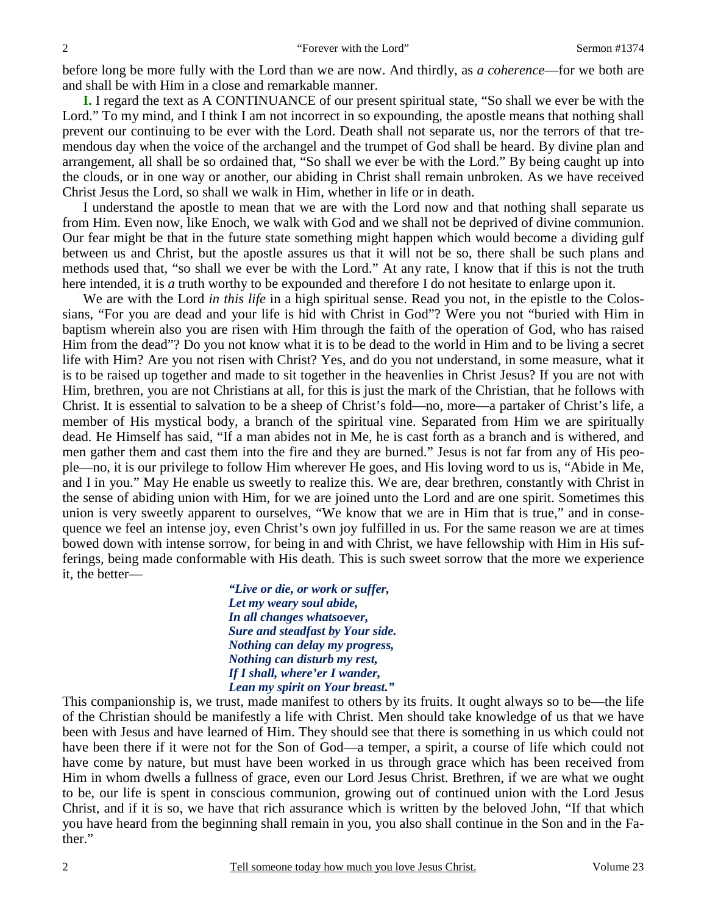before long be more fully with the Lord than we are now. And thirdly, as *a coherence*—for we both are and shall be with Him in a close and remarkable manner.

**I.** I regard the text as A CONTINUANCE of our present spiritual state, "So shall we ever be with the Lord." To my mind, and I think I am not incorrect in so expounding, the apostle means that nothing shall prevent our continuing to be ever with the Lord. Death shall not separate us, nor the terrors of that tremendous day when the voice of the archangel and the trumpet of God shall be heard. By divine plan and arrangement, all shall be so ordained that, "So shall we ever be with the Lord." By being caught up into the clouds, or in one way or another, our abiding in Christ shall remain unbroken. As we have received Christ Jesus the Lord, so shall we walk in Him, whether in life or in death.

I understand the apostle to mean that we are with the Lord now and that nothing shall separate us from Him. Even now, like Enoch, we walk with God and we shall not be deprived of divine communion. Our fear might be that in the future state something might happen which would become a dividing gulf between us and Christ, but the apostle assures us that it will not be so, there shall be such plans and methods used that, "so shall we ever be with the Lord." At any rate, I know that if this is not the truth here intended, it is *a* truth worthy to be expounded and therefore I do not hesitate to enlarge upon it.

We are with the Lord *in this life* in a high spiritual sense. Read you not, in the epistle to the Colossians, "For you are dead and your life is hid with Christ in God"? Were you not "buried with Him in baptism wherein also you are risen with Him through the faith of the operation of God, who has raised Him from the dead"? Do you not know what it is to be dead to the world in Him and to be living a secret life with Him? Are you not risen with Christ? Yes, and do you not understand, in some measure, what it is to be raised up together and made to sit together in the heavenlies in Christ Jesus? If you are not with Him, brethren, you are not Christians at all, for this is just the mark of the Christian, that he follows with Christ. It is essential to salvation to be a sheep of Christ's fold—no, more—a partaker of Christ's life, a member of His mystical body, a branch of the spiritual vine. Separated from Him we are spiritually dead. He Himself has said, "If a man abides not in Me, he is cast forth as a branch and is withered, and men gather them and cast them into the fire and they are burned." Jesus is not far from any of His people—no, it is our privilege to follow Him wherever He goes, and His loving word to us is, "Abide in Me, and I in you." May He enable us sweetly to realize this. We are, dear brethren, constantly with Christ in the sense of abiding union with Him, for we are joined unto the Lord and are one spirit. Sometimes this union is very sweetly apparent to ourselves, "We know that we are in Him that is true," and in consequence we feel an intense joy, even Christ's own joy fulfilled in us. For the same reason we are at times bowed down with intense sorrow, for being in and with Christ, we have fellowship with Him in His sufferings, being made conformable with His death. This is such sweet sorrow that the more we experience it, the better—

> ***"Live or die, or work or suffer,***
> ***Let my weary soul abide,***
> ***In all changes whatsoever,***
> ***Sure and steadfast by Your side.***
> ***Nothing can delay my progress,***
> ***Nothing can disturb my rest,***
> ***If I shall, where'er I wander,***
> ***Lean my spirit on Your breast."***

This companionship is, we trust, made manifest to others by its fruits. It ought always so to be—the life of the Christian should be manifestly a life with Christ. Men should take knowledge of us that we have been with Jesus and have learned of Him. They should see that there is something in us which could not have been there if it were not for the Son of God—a temper, a spirit, a course of life which could not have come by nature, but must have been worked in us through grace which has been received from Him in whom dwells a fullness of grace, even our Lord Jesus Christ. Brethren, if we are what we ought to be, our life is spent in conscious communion, growing out of continued union with the Lord Jesus Christ, and if it is so, we have that rich assurance which is written by the beloved John, "If that which you have heard from the beginning shall remain in you, you also shall continue in the Son and in the Father."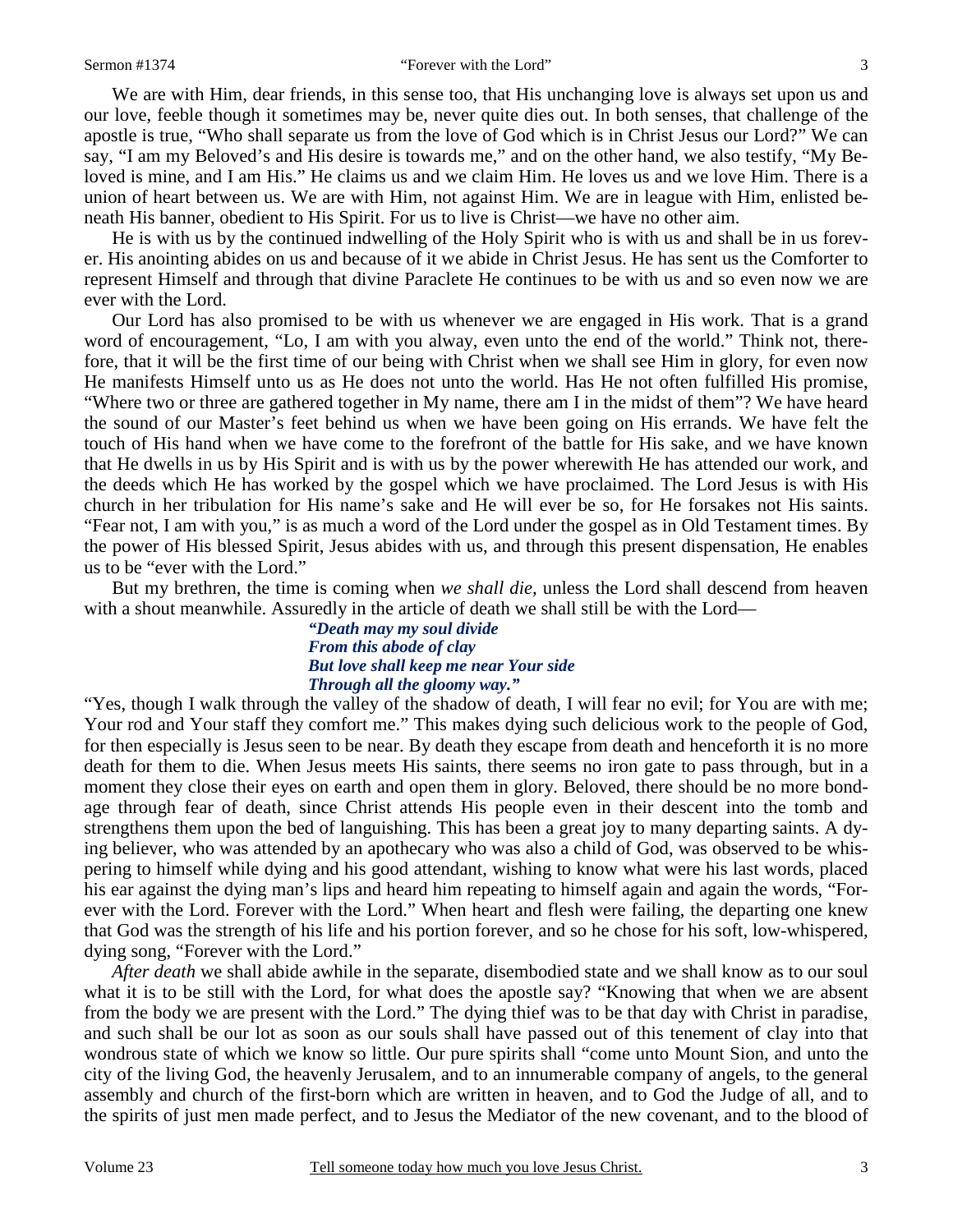We are with Him, dear friends, in this sense too, that His unchanging love is always set upon us and our love, feeble though it sometimes may be, never quite dies out. In both senses, that challenge of the apostle is true, "Who shall separate us from the love of God which is in Christ Jesus our Lord?" We can say, "I am my Beloved's and His desire is towards me," and on the other hand, we also testify, "My Beloved is mine, and I am His." He claims us and we claim Him. He loves us and we love Him. There is a union of heart between us. We are with Him, not against Him. We are in league with Him, enlisted beneath His banner, obedient to His Spirit. For us to live is Christ—we have no other aim.

He is with us by the continued indwelling of the Holy Spirit who is with us and shall be in us forever. His anointing abides on us and because of it we abide in Christ Jesus. He has sent us the Comforter to represent Himself and through that divine Paraclete He continues to be with us and so even now we are ever with the Lord.

Our Lord has also promised to be with us whenever we are engaged in His work. That is a grand word of encouragement, "Lo, I am with you alway, even unto the end of the world." Think not, therefore, that it will be the first time of our being with Christ when we shall see Him in glory, for even now He manifests Himself unto us as He does not unto the world. Has He not often fulfilled His promise, "Where two or three are gathered together in My name, there am I in the midst of them"? We have heard the sound of our Master's feet behind us when we have been going on His errands. We have felt the touch of His hand when we have come to the forefront of the battle for His sake, and we have known that He dwells in us by His Spirit and is with us by the power wherewith He has attended our work, and the deeds which He has worked by the gospel which we have proclaimed. The Lord Jesus is with His church in her tribulation for His name's sake and He will ever be so, for He forsakes not His saints. "Fear not, I am with you," is as much a word of the Lord under the gospel as in Old Testament times. By the power of His blessed Spirit, Jesus abides with us, and through this present dispensation, He enables us to be "ever with the Lord."

But my brethren, the time is coming when *we shall die,* unless the Lord shall descend from heaven with a shout meanwhile. Assuredly in the article of death we shall still be with the Lord—

> ***"Death may my soul divide***
> ***From this abode of clay***
> ***But love shall keep me near Your side***
> ***Through all the gloomy way."***

"Yes, though I walk through the valley of the shadow of death, I will fear no evil; for You are with me; Your rod and Your staff they comfort me." This makes dying such delicious work to the people of God, for then especially is Jesus seen to be near. By death they escape from death and henceforth it is no more death for them to die. When Jesus meets His saints, there seems no iron gate to pass through, but in a moment they close their eyes on earth and open them in glory. Beloved, there should be no more bondage through fear of death, since Christ attends His people even in their descent into the tomb and strengthens them upon the bed of languishing. This has been a great joy to many departing saints. A dying believer, who was attended by an apothecary who was also a child of God, was observed to be whispering to himself while dying and his good attendant, wishing to know what were his last words, placed his ear against the dying man's lips and heard him repeating to himself again and again the words, "Forever with the Lord. Forever with the Lord." When heart and flesh were failing, the departing one knew that God was the strength of his life and his portion forever, and so he chose for his soft, low-whispered, dying song, "Forever with the Lord."

*After death* we shall abide awhile in the separate, disembodied state and we shall know as to our soul what it is to be still with the Lord, for what does the apostle say? "Knowing that when we are absent from the body we are present with the Lord." The dying thief was to be that day with Christ in paradise, and such shall be our lot as soon as our souls shall have passed out of this tenement of clay into that wondrous state of which we know so little. Our pure spirits shall "come unto Mount Sion, and unto the city of the living God, the heavenly Jerusalem, and to an innumerable company of angels, to the general assembly and church of the first-born which are written in heaven, and to God the Judge of all, and to the spirits of just men made perfect, and to Jesus the Mediator of the new covenant, and to the blood of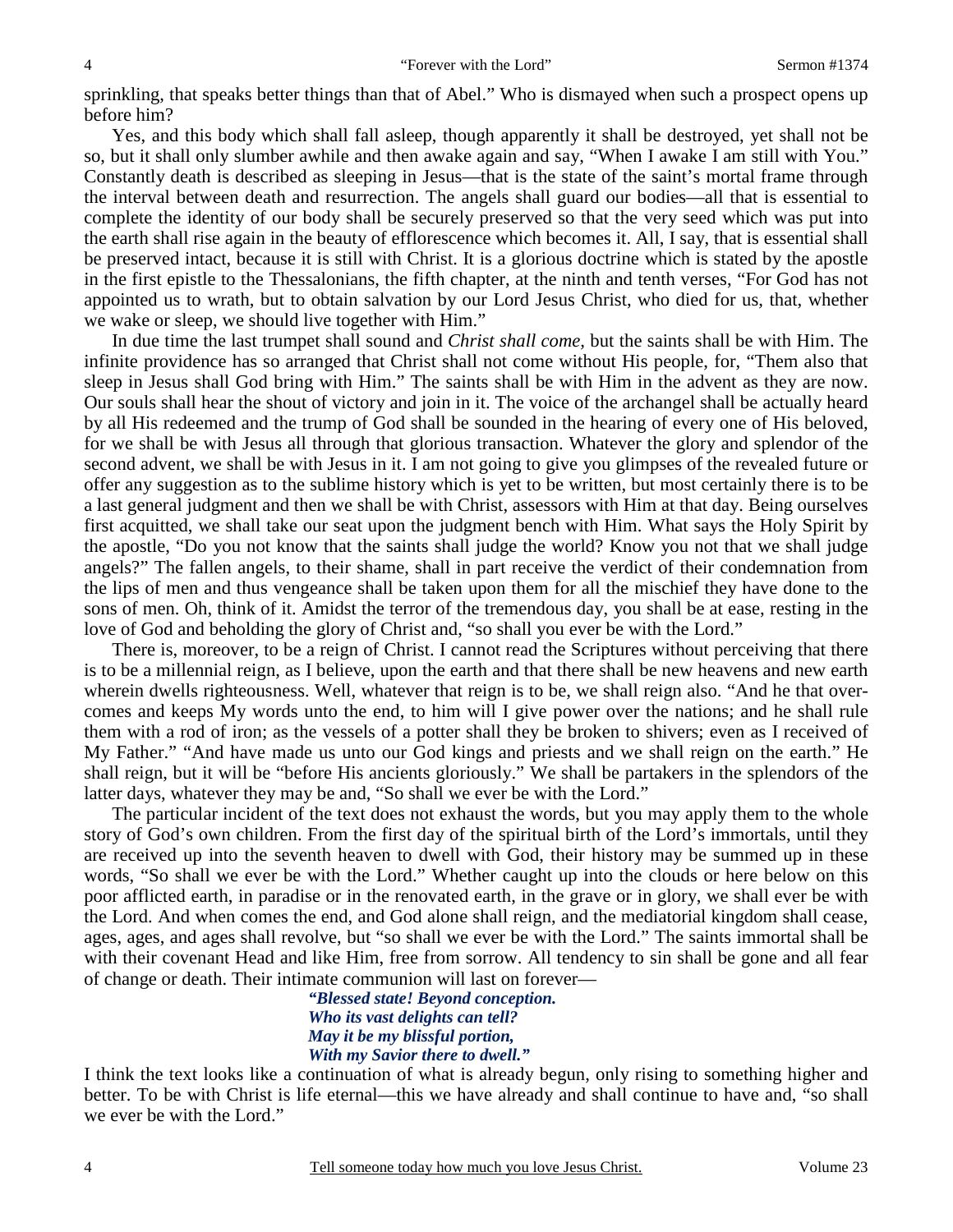sprinkling, that speaks better things than that of Abel." Who is dismayed when such a prospect opens up before him?

Yes, and this body which shall fall asleep, though apparently it shall be destroyed, yet shall not be so, but it shall only slumber awhile and then awake again and say, "When I awake I am still with You." Constantly death is described as sleeping in Jesus—that is the state of the saint's mortal frame through the interval between death and resurrection. The angels shall guard our bodies—all that is essential to complete the identity of our body shall be securely preserved so that the very seed which was put into the earth shall rise again in the beauty of efflorescence which becomes it. All, I say, that is essential shall be preserved intact, because it is still with Christ. It is a glorious doctrine which is stated by the apostle in the first epistle to the Thessalonians, the fifth chapter, at the ninth and tenth verses, "For God has not appointed us to wrath, but to obtain salvation by our Lord Jesus Christ, who died for us, that, whether we wake or sleep, we should live together with Him."

In due time the last trumpet shall sound and *Christ shall come,* but the saints shall be with Him. The infinite providence has so arranged that Christ shall not come without His people, for, "Them also that sleep in Jesus shall God bring with Him." The saints shall be with Him in the advent as they are now. Our souls shall hear the shout of victory and join in it. The voice of the archangel shall be actually heard by all His redeemed and the trump of God shall be sounded in the hearing of every one of His beloved, for we shall be with Jesus all through that glorious transaction. Whatever the glory and splendor of the second advent, we shall be with Jesus in it. I am not going to give you glimpses of the revealed future or offer any suggestion as to the sublime history which is yet to be written, but most certainly there is to be a last general judgment and then we shall be with Christ, assessors with Him at that day. Being ourselves first acquitted, we shall take our seat upon the judgment bench with Him. What says the Holy Spirit by the apostle, "Do you not know that the saints shall judge the world? Know you not that we shall judge angels?" The fallen angels, to their shame, shall in part receive the verdict of their condemnation from the lips of men and thus vengeance shall be taken upon them for all the mischief they have done to the sons of men. Oh, think of it. Amidst the terror of the tremendous day, you shall be at ease, resting in the love of God and beholding the glory of Christ and, "so shall you ever be with the Lord."

There is, moreover, to be a reign of Christ. I cannot read the Scriptures without perceiving that there is to be a millennial reign, as I believe, upon the earth and that there shall be new heavens and new earth wherein dwells righteousness. Well, whatever that reign is to be, we shall reign also. "And he that overcomes and keeps My words unto the end, to him will I give power over the nations; and he shall rule them with a rod of iron; as the vessels of a potter shall they be broken to shivers; even as I received of My Father." "And have made us unto our God kings and priests and we shall reign on the earth." He shall reign, but it will be "before His ancients gloriously." We shall be partakers in the splendors of the latter days, whatever they may be and, "So shall we ever be with the Lord."

The particular incident of the text does not exhaust the words, but you may apply them to the whole story of God's own children. From the first day of the spiritual birth of the Lord's immortals, until they are received up into the seventh heaven to dwell with God, their history may be summed up in these words, "So shall we ever be with the Lord." Whether caught up into the clouds or here below on this poor afflicted earth, in paradise or in the renovated earth, in the grave or in glory, we shall ever be with the Lord. And when comes the end, and God alone shall reign, and the mediatorial kingdom shall cease, ages, ages, and ages shall revolve, but "so shall we ever be with the Lord." The saints immortal shall be with their covenant Head and like Him, free from sorrow. All tendency to sin shall be gone and all fear of change or death. Their intimate communion will last on forever—

> ***"Blessed state! Beyond conception.***
> ***Who its vast delights can tell?***
> ***May it be my blissful portion,***
> ***With my Savior there to dwell."***

I think the text looks like a continuation of what is already begun, only rising to something higher and better. To be with Christ is life eternal—this we have already and shall continue to have and, "so shall we ever be with the Lord."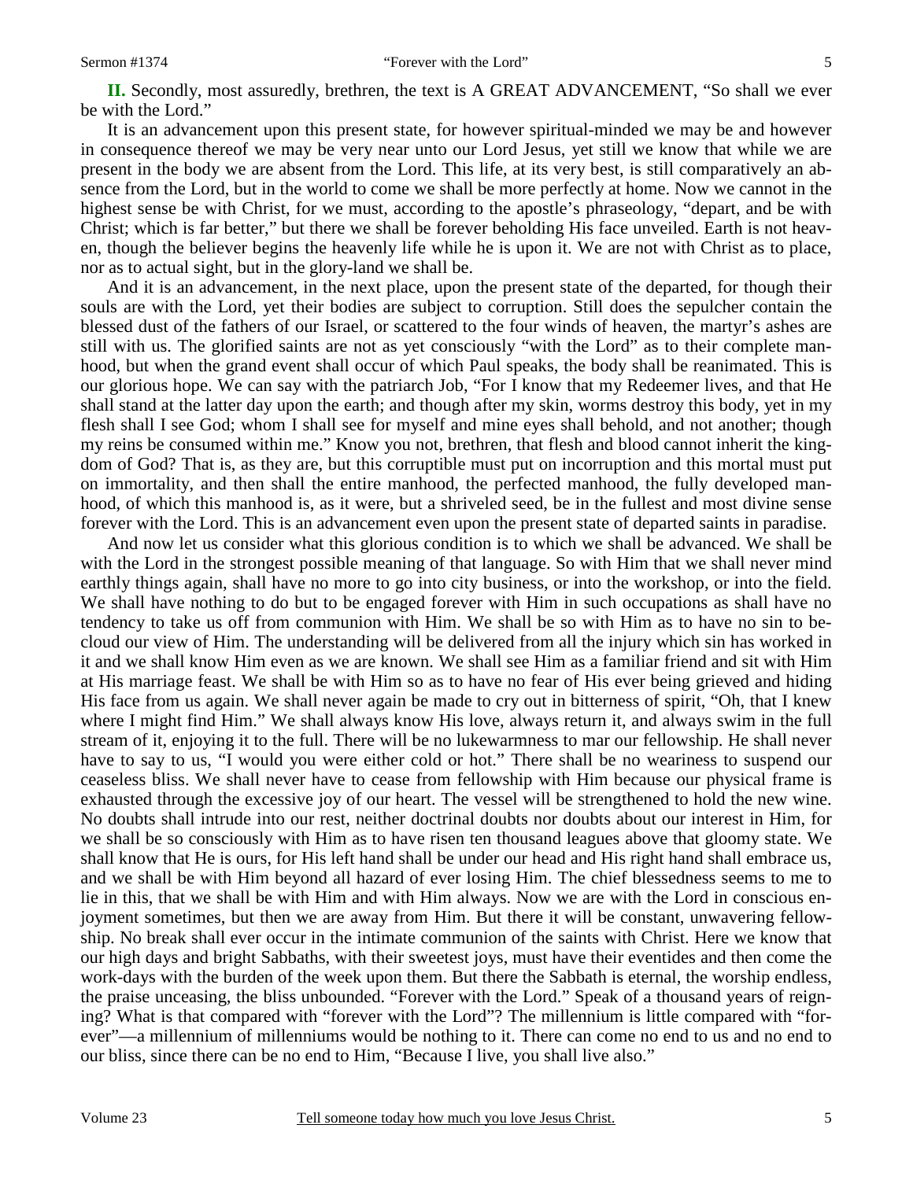**II.** Secondly, most assuredly, brethren, the text is A GREAT ADVANCEMENT, "So shall we ever be with the Lord."

It is an advancement upon this present state, for however spiritual-minded we may be and however in consequence thereof we may be very near unto our Lord Jesus, yet still we know that while we are present in the body we are absent from the Lord. This life, at its very best, is still comparatively an absence from the Lord, but in the world to come we shall be more perfectly at home. Now we cannot in the highest sense be with Christ, for we must, according to the apostle's phraseology, "depart, and be with Christ; which is far better," but there we shall be forever beholding His face unveiled. Earth is not heaven, though the believer begins the heavenly life while he is upon it. We are not with Christ as to place, nor as to actual sight, but in the glory-land we shall be.

And it is an advancement, in the next place, upon the present state of the departed, for though their souls are with the Lord, yet their bodies are subject to corruption. Still does the sepulcher contain the blessed dust of the fathers of our Israel, or scattered to the four winds of heaven, the martyr's ashes are still with us. The glorified saints are not as yet consciously "with the Lord" as to their complete manhood, but when the grand event shall occur of which Paul speaks, the body shall be reanimated. This is our glorious hope. We can say with the patriarch Job, "For I know that my Redeemer lives, and that He shall stand at the latter day upon the earth; and though after my skin, worms destroy this body, yet in my flesh shall I see God; whom I shall see for myself and mine eyes shall behold, and not another; though my reins be consumed within me." Know you not, brethren, that flesh and blood cannot inherit the kingdom of God? That is, as they are, but this corruptible must put on incorruption and this mortal must put on immortality, and then shall the entire manhood, the perfected manhood, the fully developed manhood, of which this manhood is, as it were, but a shriveled seed, be in the fullest and most divine sense forever with the Lord. This is an advancement even upon the present state of departed saints in paradise.

And now let us consider what this glorious condition is to which we shall be advanced. We shall be with the Lord in the strongest possible meaning of that language. So with Him that we shall never mind earthly things again, shall have no more to go into city business, or into the workshop, or into the field. We shall have nothing to do but to be engaged forever with Him in such occupations as shall have no tendency to take us off from communion with Him. We shall be so with Him as to have no sin to becloud our view of Him. The understanding will be delivered from all the injury which sin has worked in it and we shall know Him even as we are known. We shall see Him as a familiar friend and sit with Him at His marriage feast. We shall be with Him so as to have no fear of His ever being grieved and hiding His face from us again. We shall never again be made to cry out in bitterness of spirit, "Oh, that I knew where I might find Him." We shall always know His love, always return it, and always swim in the full stream of it, enjoying it to the full. There will be no lukewarmness to mar our fellowship. He shall never have to say to us, "I would you were either cold or hot." There shall be no weariness to suspend our ceaseless bliss. We shall never have to cease from fellowship with Him because our physical frame is exhausted through the excessive joy of our heart. The vessel will be strengthened to hold the new wine. No doubts shall intrude into our rest, neither doctrinal doubts nor doubts about our interest in Him, for we shall be so consciously with Him as to have risen ten thousand leagues above that gloomy state. We shall know that He is ours, for His left hand shall be under our head and His right hand shall embrace us, and we shall be with Him beyond all hazard of ever losing Him. The chief blessedness seems to me to lie in this, that we shall be with Him and with Him always. Now we are with the Lord in conscious enjoyment sometimes, but then we are away from Him. But there it will be constant, unwavering fellowship. No break shall ever occur in the intimate communion of the saints with Christ. Here we know that our high days and bright Sabbaths, with their sweetest joys, must have their eventides and then come the work-days with the burden of the week upon them. But there the Sabbath is eternal, the worship endless, the praise unceasing, the bliss unbounded. "Forever with the Lord." Speak of a thousand years of reigning? What is that compared with "forever with the Lord"? The millennium is little compared with "forever"—a millennium of millenniums would be nothing to it. There can come no end to us and no end to our bliss, since there can be no end to Him, "Because I live, you shall live also."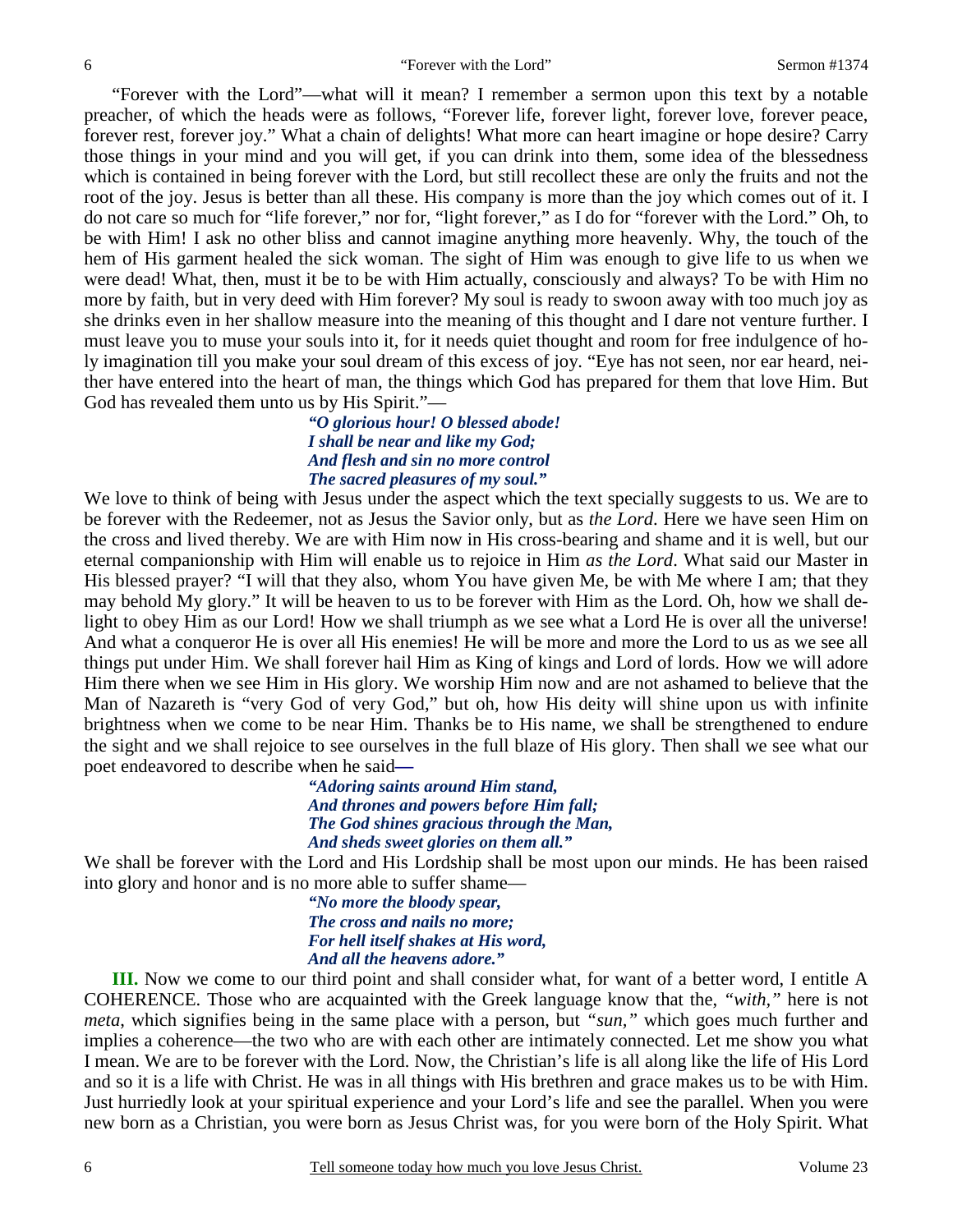"Forever with the Lord"—what will it mean? I remember a sermon upon this text by a notable preacher, of which the heads were as follows, "Forever life, forever light, forever love, forever peace, forever rest, forever joy." What a chain of delights! What more can heart imagine or hope desire? Carry those things in your mind and you will get, if you can drink into them, some idea of the blessedness which is contained in being forever with the Lord, but still recollect these are only the fruits and not the root of the joy. Jesus is better than all these. His company is more than the joy which comes out of it. I do not care so much for "life forever," nor for, "light forever," as I do for "forever with the Lord." Oh, to be with Him! I ask no other bliss and cannot imagine anything more heavenly. Why, the touch of the hem of His garment healed the sick woman. The sight of Him was enough to give life to us when we were dead! What, then, must it be to be with Him actually, consciously and always? To be with Him no more by faith, but in very deed with Him forever? My soul is ready to swoon away with too much joy as she drinks even in her shallow measure into the meaning of this thought and I dare not venture further. I must leave you to muse your souls into it, for it needs quiet thought and room for free indulgence of holy imagination till you make your soul dream of this excess of joy. "Eye has not seen, nor ear heard, neither have entered into the heart of man, the things which God has prepared for them that love Him. But God has revealed them unto us by His Spirit."—

> ***"O glorious hour! O blessed abode!***
> ***I shall be near and like my God;***
> ***And flesh and sin no more control***
> ***The sacred pleasures of my soul."***

We love to think of being with Jesus under the aspect which the text specially suggests to us. We are to be forever with the Redeemer, not as Jesus the Savior only, but as *the Lord*. Here we have seen Him on the cross and lived thereby. We are with Him now in His cross-bearing and shame and it is well, but our eternal companionship with Him will enable us to rejoice in Him *as the Lord*. What said our Master in His blessed prayer? "I will that they also, whom You have given Me, be with Me where I am; that they may behold My glory." It will be heaven to us to be forever with Him as the Lord. Oh, how we shall delight to obey Him as our Lord! How we shall triumph as we see what a Lord He is over all the universe! And what a conqueror He is over all His enemies! He will be more and more the Lord to us as we see all things put under Him. We shall forever hail Him as King of kings and Lord of lords. How we will adore Him there when we see Him in His glory. We worship Him now and are not ashamed to believe that the Man of Nazareth is "very God of very God," but oh, how His deity will shine upon us with infinite brightness when we come to be near Him. Thanks be to His name, we shall be strengthened to endure the sight and we shall rejoice to see ourselves in the full blaze of His glory. Then shall we see what our poet endeavored to describe when he said—

> ***"Adoring saints around Him stand,***
> ***And thrones and powers before Him fall;***
> ***The God shines gracious through the Man,***
> ***And sheds sweet glories on them all."***

We shall be forever with the Lord and His Lordship shall be most upon our minds. He has been raised into glory and honor and is no more able to suffer shame—

> ***"No more the bloody spear,***
> ***The cross and nails no more;***
> ***For hell itself shakes at His word,***
> ***And all the heavens adore."***

**III.** Now we come to our third point and shall consider what, for want of a better word, I entitle A COHERENCE. Those who are acquainted with the Greek language know that the, *"with,"* here is not *meta*, which signifies being in the same place with a person, but *"sun,"* which goes much further and implies a coherence—the two who are with each other are intimately connected. Let me show you what I mean. We are to be forever with the Lord. Now, the Christian's life is all along like the life of His Lord and so it is a life with Christ. He was in all things with His brethren and grace makes us to be with Him. Just hurriedly look at your spiritual experience and your Lord's life and see the parallel. When you were new born as a Christian, you were born as Jesus Christ was, for you were born of the Holy Spirit. What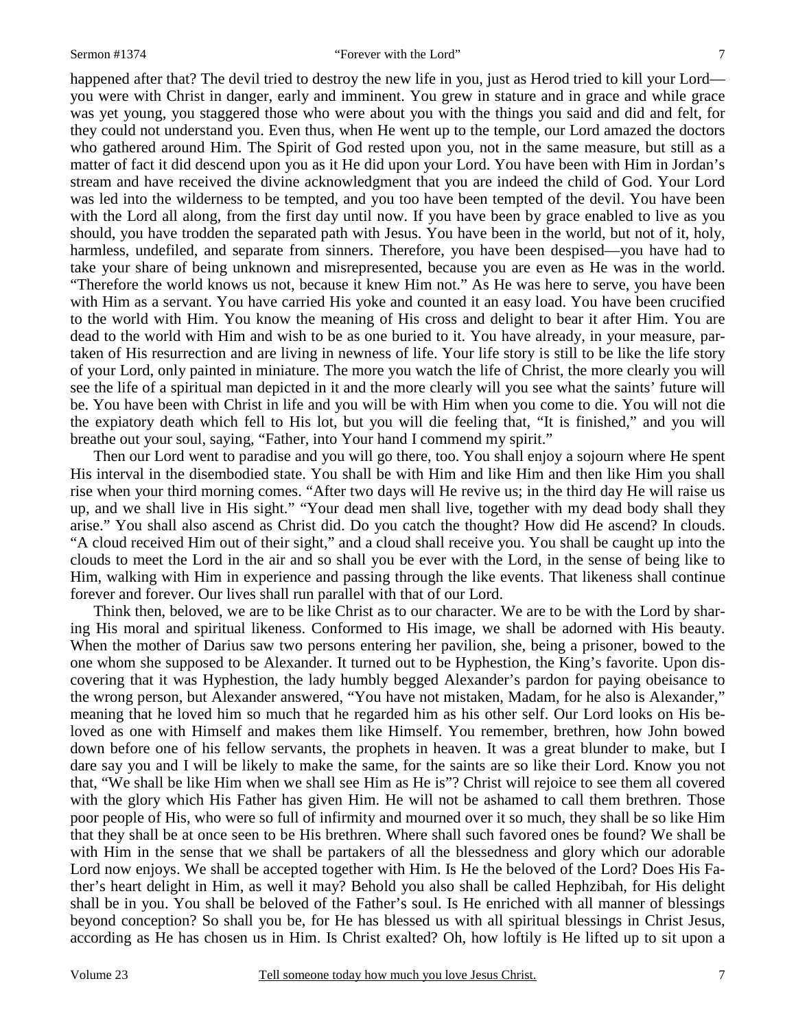happened after that? The devil tried to destroy the new life in you, just as Herod tried to kill your Lord—you were with Christ in danger, early and imminent. You grew in stature and in grace and while grace was yet young, you staggered those who were about you with the things you said and did and felt, for they could not understand you. Even thus, when He went up to the temple, our Lord amazed the doctors who gathered around Him. The Spirit of God rested upon you, not in the same measure, but still as a matter of fact it did descend upon you as it He did upon your Lord. You have been with Him in Jordan's stream and have received the divine acknowledgment that you are indeed the child of God. Your Lord was led into the wilderness to be tempted, and you too have been tempted of the devil. You have been with the Lord all along, from the first day until now. If you have been by grace enabled to live as you should, you have trodden the separated path with Jesus. You have been in the world, but not of it, holy, harmless, undefiled, and separate from sinners. Therefore, you have been despised—you have had to take your share of being unknown and misrepresented, because you are even as He was in the world. "Therefore the world knows us not, because it knew Him not." As He was here to serve, you have been with Him as a servant. You have carried His yoke and counted it an easy load. You have been crucified to the world with Him. You know the meaning of His cross and delight to bear it after Him. You are dead to the world with Him and wish to be as one buried to it. You have already, in your measure, partaken of His resurrection and are living in newness of life. Your life story is still to be like the life story of your Lord, only painted in miniature. The more you watch the life of Christ, the more clearly you will see the life of a spiritual man depicted in it and the more clearly will you see what the saints' future will be. You have been with Christ in life and you will be with Him when you come to die. You will not die the expiatory death which fell to His lot, but you will die feeling that, "It is finished," and you will breathe out your soul, saying, "Father, into Your hand I commend my spirit."

Then our Lord went to paradise and you will go there, too. You shall enjoy a sojourn where He spent His interval in the disembodied state. You shall be with Him and like Him and then like Him you shall rise when your third morning comes. "After two days will He revive us; in the third day He will raise us up, and we shall live in His sight." "Your dead men shall live, together with my dead body shall they arise." You shall also ascend as Christ did. Do you catch the thought? How did He ascend? In clouds. "A cloud received Him out of their sight," and a cloud shall receive you. You shall be caught up into the clouds to meet the Lord in the air and so shall you be ever with the Lord, in the sense of being like to Him, walking with Him in experience and passing through the like events. That likeness shall continue forever and forever. Our lives shall run parallel with that of our Lord.

Think then, beloved, we are to be like Christ as to our character. We are to be with the Lord by sharing His moral and spiritual likeness. Conformed to His image, we shall be adorned with His beauty. When the mother of Darius saw two persons entering her pavilion, she, being a prisoner, bowed to the one whom she supposed to be Alexander. It turned out to be Hyphestion, the King's favorite. Upon discovering that it was Hyphestion, the lady humbly begged Alexander's pardon for paying obeisance to the wrong person, but Alexander answered, "You have not mistaken, Madam, for he also is Alexander," meaning that he loved him so much that he regarded him as his other self. Our Lord looks on His beloved as one with Himself and makes them like Himself. You remember, brethren, how John bowed down before one of his fellow servants, the prophets in heaven. It was a great blunder to make, but I dare say you and I will be likely to make the same, for the saints are so like their Lord. Know you not that, "We shall be like Him when we shall see Him as He is"? Christ will rejoice to see them all covered with the glory which His Father has given Him. He will not be ashamed to call them brethren. Those poor people of His, who were so full of infirmity and mourned over it so much, they shall be so like Him that they shall be at once seen to be His brethren. Where shall such favored ones be found? We shall be with Him in the sense that we shall be partakers of all the blessedness and glory which our adorable Lord now enjoys. We shall be accepted together with Him. Is He the beloved of the Lord? Does His Father's heart delight in Him, as well it may? Behold you also shall be called Hephzibah, for His delight shall be in you. You shall be beloved of the Father's soul. Is He enriched with all manner of blessings beyond conception? So shall you be, for He has blessed us with all spiritual blessings in Christ Jesus, according as He has chosen us in Him. Is Christ exalted? Oh, how loftily is He lifted up to sit upon a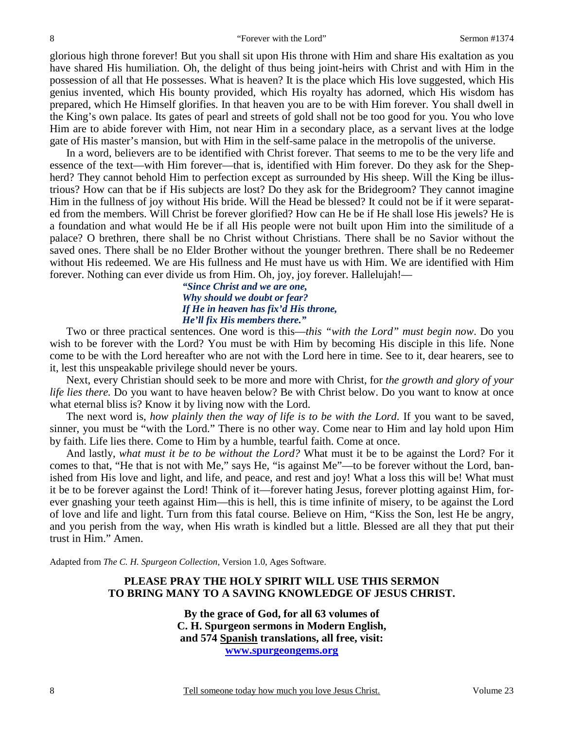glorious high throne forever! But you shall sit upon His throne with Him and share His exaltation as you have shared His humiliation. Oh, the delight of thus being joint-heirs with Christ and with Him in the possession of all that He possesses. What is heaven? It is the place which His love suggested, which His genius invented, which His bounty provided, which His royalty has adorned, which His wisdom has prepared, which He Himself glorifies. In that heaven you are to be with Him forever. You shall dwell in the King's own palace. Its gates of pearl and streets of gold shall not be too good for you. You who love Him are to abide forever with Him, not near Him in a secondary place, as a servant lives at the lodge gate of His master's mansion, but with Him in the self-same palace in the metropolis of the universe.

In a word, believers are to be identified with Christ forever. That seems to me to be the very life and essence of the text—with Him forever—that is, identified with Him forever. Do they ask for the Shepherd? They cannot behold Him to perfection except as surrounded by His sheep. Will the King be illustrious? How can that be if His subjects are lost? Do they ask for the Bridegroom? They cannot imagine Him in the fullness of joy without His bride. Will the Head be blessed? It could not be if it were separated from the members. Will Christ be forever glorified? How can He be if He shall lose His jewels? He is a foundation and what would He be if all His people were not built upon Him into the similitude of a palace? O brethren, there shall be no Christ without Christians. There shall be no Savior without the saved ones. There shall be no Elder Brother without the younger brethren. There shall be no Redeemer without His redeemed. We are His fullness and He must have us with Him. We are identified with Him forever. Nothing can ever divide us from Him. Oh, joy, joy forever. Hallelujah!—

> ***"Since Christ and we are one,***
> ***Why should we doubt or fear?***
> ***If He in heaven has fix'd His throne,***
> ***He'll fix His members there."***

Two or three practical sentences. One word is this—*this "with the Lord" must begin now*. Do you wish to be forever with the Lord? You must be with Him by becoming His disciple in this life. None come to be with the Lord hereafter who are not with the Lord here in time. See to it, dear hearers, see to it, lest this unspeakable privilege should never be yours.

Next, every Christian should seek to be more and more with Christ, for *the growth and glory of your life lies there.* Do you want to have heaven below? Be with Christ below. Do you want to know at once what eternal bliss is? Know it by living now with the Lord.

The next word is, *how plainly then the way of life is to be with the Lord*. If you want to be saved, sinner, you must be "with the Lord." There is no other way. Come near to Him and lay hold upon Him by faith. Life lies there. Come to Him by a humble, tearful faith. Come at once.

And lastly, *what must it be to be without the Lord?* What must it be to be against the Lord? For it comes to that, "He that is not with Me," says He, "is against Me"—to be forever without the Lord, banished from His love and light, and life, and peace, and rest and joy! What a loss this will be! What must it be to be forever against the Lord! Think of it—forever hating Jesus, forever plotting against Him, forever gnashing your teeth against Him—this is hell, this is time infinite of misery, to be against the Lord of love and life and light. Turn from this fatal course. Believe on Him, "Kiss the Son, lest He be angry, and you perish from the way, when His wrath is kindled but a little. Blessed are all they that put their trust in Him." Amen.

Adapted from *The C. H. Spurgeon Collection*, Version 1.0, Ages Software.

**PLEASE PRAY THE HOLY SPIRIT WILL USE THIS SERMON TO BRING MANY TO A SAVING KNOWLEDGE OF JESUS CHRIST.**

**By the grace of God, for all 63 volumes of C. H. Spurgeon sermons in Modern English, and 574 Spanish translations, all free, visit: www.spurgeongems.org**